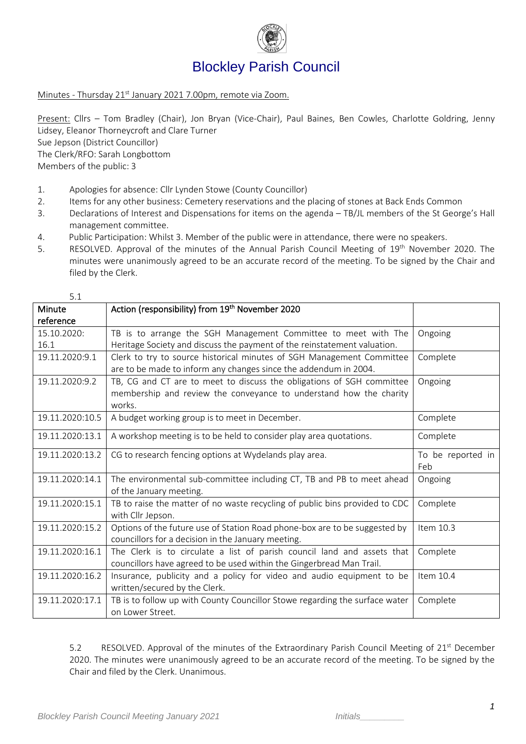# Blockley Parish Council

Minutes - Thursday 21st January 2021 7.00pm, remote via Zoom.

Present: Cllrs – Tom Bradley (Chair), Jon Bryan (Vice-Chair), Paul Baines, Ben Cowles, Charlotte Goldring, Jenny Lidsey, Eleanor Thorneycroft and Clare Turner
Sue Jepson (District Councillor)
The Clerk/RFO: Sarah Longbottom
Members of the public: 3

1. Apologies for absence: Cllr Lynden Stowe (County Councillor)
2. Items for any other business: Cemetery reservations and the placing of stones at Back Ends Common
3. Declarations of Interest and Dispensations for items on the agenda – TB/JL members of the St George's Hall management committee.
4. Public Participation: Whilst 3. Member of the public were in attendance, there were no speakers.
5. RESOLVED. Approval of the minutes of the Annual Parish Council Meeting of 19th November 2020. The minutes were unanimously agreed to be an accurate record of the meeting. To be signed by the Chair and filed by the Clerk.

5.1

| Minute reference | Action (responsibility) from 19th November 2020 | |
|---|---|---|
| 15.10.2020: 16.1 | TB is to arrange the SGH Management Committee to meet with The Heritage Society and discuss the payment of the reinstatement valuation. | Ongoing |
| 19.11.2020:9.1 | Clerk to try to source historical minutes of SGH Management Committee are to be made to inform any changes since the addendum in 2004. | Complete |
| 19.11.2020:9.2 | TB, CG and CT are to meet to discuss the obligations of SGH committee membership and review the conveyance to understand how the charity works. | Ongoing |
| 19.11.2020:10.5 | A budget working group is to meet in December. | Complete |
| 19.11.2020:13.1 | A workshop meeting is to be held to consider play area quotations. | Complete |
| 19.11.2020:13.2 | CG to research fencing options at Wydelands play area. | To be reported in Feb |
| 19.11.2020:14.1 | The environmental sub-committee including CT, TB and PB to meet ahead of the January meeting. | Ongoing |
| 19.11.2020:15.1 | TB to raise the matter of no waste recycling of public bins provided to CDC with Cllr Jepson. | Complete |
| 19.11.2020:15.2 | Options of the future use of Station Road phone-box are to be suggested by councillors for a decision in the January meeting. | Item 10.3 |
| 19.11.2020:16.1 | The Clerk is to circulate a list of parish council land and assets that councillors have agreed to be used within the Gingerbread Man Trail. | Complete |
| 19.11.2020:16.2 | Insurance, publicity and a policy for video and audio equipment to be written/secured by the Clerk. | Item 10.4 |
| 19.11.2020:17.1 | TB is to follow up with County Councillor Stowe regarding the surface water on Lower Street. | Complete |

5.2 RESOLVED. Approval of the minutes of the Extraordinary Parish Council Meeting of 21st December 2020. The minutes were unanimously agreed to be an accurate record of the meeting. To be signed by the Chair and filed by the Clerk. Unanimous.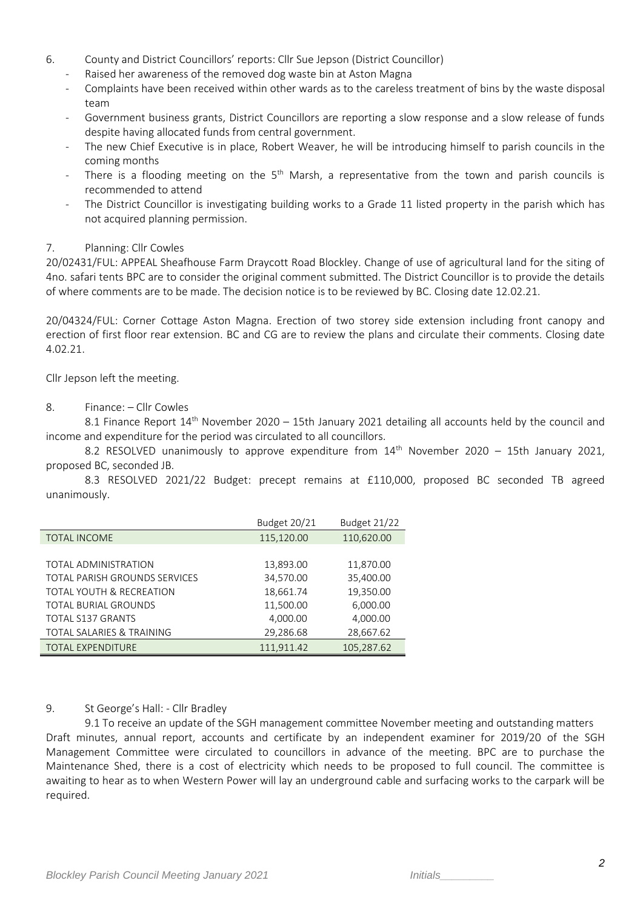6. County and District Councillors' reports: Cllr Sue Jepson (District Councillor)
   - Raised her awareness of the removed dog waste bin at Aston Magna
   - Complaints have been received within other wards as to the careless treatment of bins by the waste disposal team
   - Government business grants, District Councillors are reporting a slow response and a slow release of funds despite having allocated funds from central government.
   - The new Chief Executive is in place, Robert Weaver, he will be introducing himself to parish councils in the coming months
   - There is a flooding meeting on the 5th Marsh, a representative from the town and parish councils is recommended to attend
   - The District Councillor is investigating building works to a Grade 11 listed property in the parish which has not acquired planning permission.

7. Planning: Cllr Cowles

20/02431/FUL: APPEAL Sheafhouse Farm Draycott Road Blockley. Change of use of agricultural land for the siting of 4no. safari tents BPC are to consider the original comment submitted. The District Councillor is to provide the details of where comments are to be made. The decision notice is to be reviewed by BC. Closing date 12.02.21.

20/04324/FUL: Corner Cottage Aston Magna. Erection of two storey side extension including front canopy and erection of first floor rear extension. BC and CG are to review the plans and circulate their comments. Closing date 4.02.21.

Cllr Jepson left the meeting.

8. Finance: – Cllr Cowles

8.1 Finance Report 14th November 2020 – 15th January 2021 detailing all accounts held by the council and income and expenditure for the period was circulated to all councillors.

8.2 RESOLVED unanimously to approve expenditure from 14th November 2020 – 15th January 2021, proposed BC, seconded JB.

8.3 RESOLVED 2021/22 Budget: precept remains at £110,000, proposed BC seconded TB agreed unanimously.

| | Budget 20/21 | Budget 21/22 |
|---|---|---|
| TOTAL INCOME | 115,120.00 | 110,620.00 |
| | | |
| TOTAL ADMINISTRATION | 13,893.00 | 11,870.00 |
| TOTAL PARISH GROUNDS SERVICES | 34,570.00 | 35,400.00 |
| TOTAL YOUTH & RECREATION | 18,661.74 | 19,350.00 |
| TOTAL BURIAL GROUNDS | 11,500.00 | 6,000.00 |
| TOTAL S137 GRANTS | 4,000.00 | 4,000.00 |
| TOTAL SALARIES & TRAINING | 29,286.68 | 28,667.62 |
| TOTAL EXPENDITURE | 111,911.42 | 105,287.62 |

9. St George's Hall: - Cllr Bradley

9.1 To receive an update of the SGH management committee November meeting and outstanding matters

Draft minutes, annual report, accounts and certificate by an independent examiner for 2019/20 of the SGH Management Committee were circulated to councillors in advance of the meeting. BPC are to purchase the Maintenance Shed, there is a cost of electricity which needs to be proposed to full council. The committee is awaiting to hear as to when Western Power will lay an underground cable and surfacing works to the carpark will be required.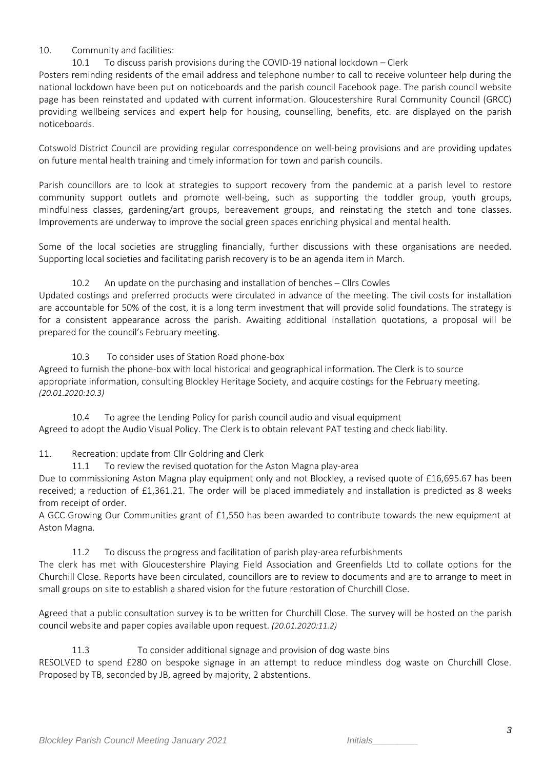10. Community and facilities:

10.1 To discuss parish provisions during the COVID-19 national lockdown – Clerk

Posters reminding residents of the email address and telephone number to call to receive volunteer help during the national lockdown have been put on noticeboards and the parish council Facebook page. The parish council website page has been reinstated and updated with current information. Gloucestershire Rural Community Council (GRCC) providing wellbeing services and expert help for housing, counselling, benefits, etc. are displayed on the parish noticeboards.

Cotswold District Council are providing regular correspondence on well-being provisions and are providing updates on future mental health training and timely information for town and parish councils.

Parish councillors are to look at strategies to support recovery from the pandemic at a parish level to restore community support outlets and promote well-being, such as supporting the toddler group, youth groups, mindfulness classes, gardening/art groups, bereavement groups, and reinstating the stetch and tone classes. Improvements are underway to improve the social green spaces enriching physical and mental health.

Some of the local societies are struggling financially, further discussions with these organisations are needed. Supporting local societies and facilitating parish recovery is to be an agenda item in March.

10.2 An update on the purchasing and installation of benches – Cllrs Cowles

Updated costings and preferred products were circulated in advance of the meeting. The civil costs for installation are accountable for 50% of the cost, it is a long term investment that will provide solid foundations. The strategy is for a consistent appearance across the parish. Awaiting additional installation quotations, a proposal will be prepared for the council's February meeting.

10.3 To consider uses of Station Road phone-box

Agreed to furnish the phone-box with local historical and geographical information. The Clerk is to source appropriate information, consulting Blockley Heritage Society, and acquire costings for the February meeting. *(20.01.2020:10.3)*

10.4 To agree the Lending Policy for parish council audio and visual equipment

Agreed to adopt the Audio Visual Policy. The Clerk is to obtain relevant PAT testing and check liability.

11. Recreation: update from Cllr Goldring and Clerk

11.1 To review the revised quotation for the Aston Magna play-area

Due to commissioning Aston Magna play equipment only and not Blockley, a revised quote of £16,695.67 has been received; a reduction of £1,361.21. The order will be placed immediately and installation is predicted as 8 weeks from receipt of order.

A GCC Growing Our Communities grant of £1,550 has been awarded to contribute towards the new equipment at Aston Magna.

11.2 To discuss the progress and facilitation of parish play-area refurbishments

The clerk has met with Gloucestershire Playing Field Association and Greenfields Ltd to collate options for the Churchill Close. Reports have been circulated, councillors are to review to documents and are to arrange to meet in small groups on site to establish a shared vision for the future restoration of Churchill Close.

Agreed that a public consultation survey is to be written for Churchill Close. The survey will be hosted on the parish council website and paper copies available upon request. *(20.01.2020:11.2)*

11.3 To consider additional signage and provision of dog waste bins

RESOLVED to spend £280 on bespoke signage in an attempt to reduce mindless dog waste on Churchill Close. Proposed by TB, seconded by JB, agreed by majority, 2 abstentions.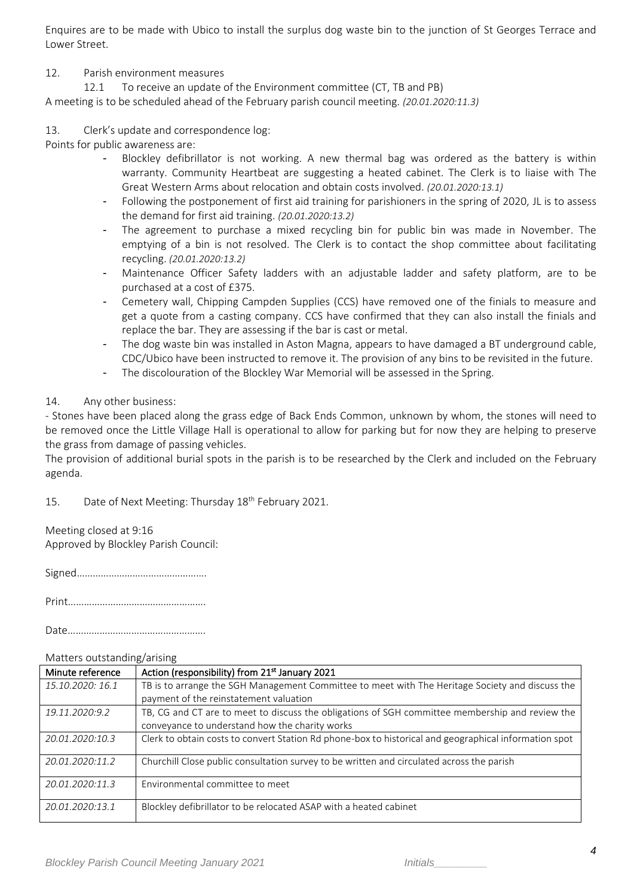Enquires are to be made with Ubico to install the surplus dog waste bin to the junction of St Georges Terrace and Lower Street.

12. Parish environment measures

12.1 To receive an update of the Environment committee (CT, TB and PB)

A meeting is to be scheduled ahead of the February parish council meeting. *(20.01.2020:11.3)*

13. Clerk's update and correspondence log:

Points for public awareness are:

- Blockley defibrillator is not working. A new thermal bag was ordered as the battery is within warranty. Community Heartbeat are suggesting a heated cabinet. The Clerk is to liaise with The Great Western Arms about relocation and obtain costs involved. *(20.01.2020:13.1)*
- Following the postponement of first aid training for parishioners in the spring of 2020, JL is to assess the demand for first aid training. *(20.01.2020:13.2)*
- The agreement to purchase a mixed recycling bin for public bin was made in November. The emptying of a bin is not resolved. The Clerk is to contact the shop committee about facilitating recycling. *(20.01.2020:13.2)*
- Maintenance Officer Safety ladders with an adjustable ladder and safety platform, are to be purchased at a cost of £375.
- Cemetery wall, Chipping Campden Supplies (CCS) have removed one of the finials to measure and get a quote from a casting company. CCS have confirmed that they can also install the finials and replace the bar. They are assessing if the bar is cast or metal.
- The dog waste bin was installed in Aston Magna, appears to have damaged a BT underground cable, CDC/Ubico have been instructed to remove it. The provision of any bins to be revisited in the future.
- The discolouration of the Blockley War Memorial will be assessed in the Spring.

14. Any other business:

- Stones have been placed along the grass edge of Back Ends Common, unknown by whom, the stones will need to be removed once the Little Village Hall is operational to allow for parking but for now they are helping to preserve the grass from damage of passing vehicles.

The provision of additional burial spots in the parish is to be researched by the Clerk and included on the February agenda.

15. Date of Next Meeting: Thursday 18th February 2021.

Meeting closed at 9:16

Approved by Blockley Parish Council:

Signed………………………………………….

Print…………………………………………….

Date…………………………………………….

Matters outstanding/arising

| Minute reference | Action (responsibility) from 21st January 2021 |
|---|---|
| *15.10.2020: 16.1* | TB is to arrange the SGH Management Committee to meet with The Heritage Society and discuss the payment of the reinstatement valuation |
| *19.11.2020:9.2* | TB, CG and CT are to meet to discuss the obligations of SGH committee membership and review the conveyance to understand how the charity works |
| *20.01.2020:10.3* | Clerk to obtain costs to convert Station Rd phone-box to historical and geographical information spot |
| *20.01.2020:11.2* | Churchill Close public consultation survey to be written and circulated across the parish |
| *20.01.2020:11.3* | Environmental committee to meet |
| *20.01.2020:13.1* | Blockley defibrillator to be relocated ASAP with a heated cabinet |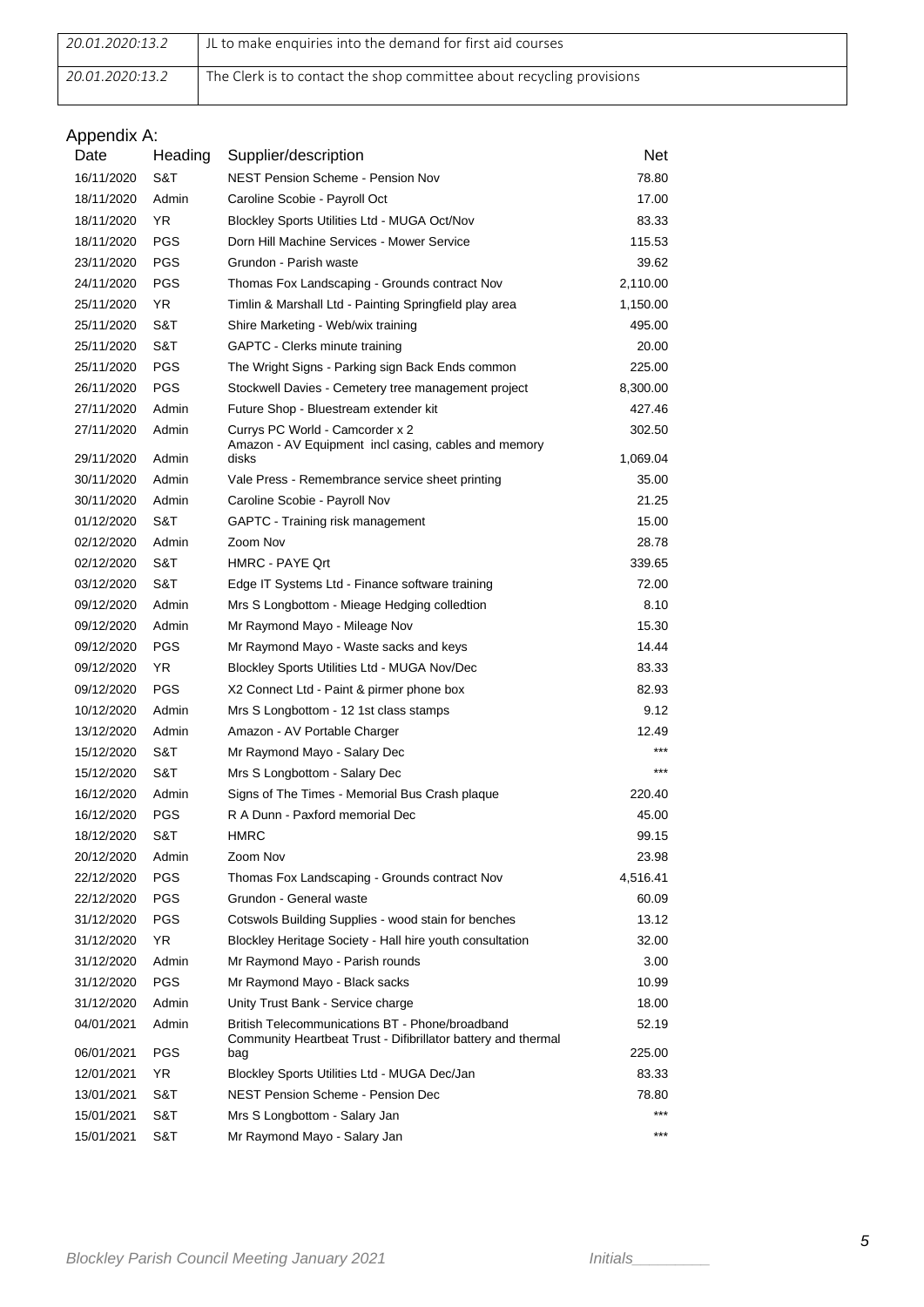| | |
|---|---|
| *20.01.2020:13.2* | JL to make enquiries into the demand for first aid courses |
| *20.01.2020:13.2* | The Clerk is to contact the shop committee about recycling provisions |

## Appendix A:

| Date | Heading | Supplier/description | Net |
|---|---|---|---|
| 16/11/2020 | S&T | NEST Pension Scheme - Pension Nov | 78.80 |
| 18/11/2020 | Admin | Caroline Scobie - Payroll Oct | 17.00 |
| 18/11/2020 | YR | Blockley Sports Utilities Ltd - MUGA Oct/Nov | 83.33 |
| 18/11/2020 | PGS | Dorn Hill Machine Services - Mower Service | 115.53 |
| 23/11/2020 | PGS | Grundon - Parish waste | 39.62 |
| 24/11/2020 | PGS | Thomas Fox Landscaping - Grounds contract Nov | 2,110.00 |
| 25/11/2020 | YR | Timlin & Marshall Ltd - Painting Springfield play area | 1,150.00 |
| 25/11/2020 | S&T | Shire Marketing - Web/wix training | 495.00 |
| 25/11/2020 | S&T | GAPTC - Clerks minute training | 20.00 |
| 25/11/2020 | PGS | The Wright Signs - Parking sign Back Ends common | 225.00 |
| 26/11/2020 | PGS | Stockwell Davies - Cemetery tree management project | 8,300.00 |
| 27/11/2020 | Admin | Future Shop - Bluestream extender kit | 427.46 |
| 27/11/2020 | Admin | Currys PC World - Camcorder x 2 | 302.50 |
| 29/11/2020 | Admin | Amazon - AV Equipment incl casing, cables and memory disks | 1,069.04 |
| 30/11/2020 | Admin | Vale Press - Remembrance service sheet printing | 35.00 |
| 30/11/2020 | Admin | Caroline Scobie - Payroll Nov | 21.25 |
| 01/12/2020 | S&T | GAPTC - Training risk management | 15.00 |
| 02/12/2020 | Admin | Zoom Nov | 28.78 |
| 02/12/2020 | S&T | HMRC - PAYE Qrt | 339.65 |
| 03/12/2020 | S&T | Edge IT Systems Ltd - Finance software training | 72.00 |
| 09/12/2020 | Admin | Mrs S Longbottom - Mieage Hedging colledtion | 8.10 |
| 09/12/2020 | Admin | Mr Raymond Mayo - Mileage Nov | 15.30 |
| 09/12/2020 | PGS | Mr Raymond Mayo - Waste sacks and keys | 14.44 |
| 09/12/2020 | YR | Blockley Sports Utilities Ltd - MUGA Nov/Dec | 83.33 |
| 09/12/2020 | PGS | X2 Connect Ltd - Paint & pirmer phone box | 82.93 |
| 10/12/2020 | Admin | Mrs S Longbottom - 12 1st class stamps | 9.12 |
| 13/12/2020 | Admin | Amazon - AV Portable Charger | 12.49 |
| 15/12/2020 | S&T | Mr Raymond Mayo - Salary Dec | *** |
| 15/12/2020 | S&T | Mrs S Longbottom - Salary Dec | *** |
| 16/12/2020 | Admin | Signs of The Times - Memorial Bus Crash plaque | 220.40 |
| 16/12/2020 | PGS | R A Dunn - Paxford memorial Dec | 45.00 |
| 18/12/2020 | S&T | HMRC | 99.15 |
| 20/12/2020 | Admin | Zoom Nov | 23.98 |
| 22/12/2020 | PGS | Thomas Fox Landscaping - Grounds contract Nov | 4,516.41 |
| 22/12/2020 | PGS | Grundon - General waste | 60.09 |
| 31/12/2020 | PGS | Cotswols Building Supplies - wood stain for benches | 13.12 |
| 31/12/2020 | YR | Blockley Heritage Society - Hall hire youth consultation | 32.00 |
| 31/12/2020 | Admin | Mr Raymond Mayo - Parish rounds | 3.00 |
| 31/12/2020 | PGS | Mr Raymond Mayo - Black sacks | 10.99 |
| 31/12/2020 | Admin | Unity Trust Bank - Service charge | 18.00 |
| 04/01/2021 | Admin | British Telecommunications BT - Phone/broadband | 52.19 |
| 06/01/2021 | PGS | Community Heartbeat Trust - Difibrillator battery and thermal bag | 225.00 |
| 12/01/2021 | YR | Blockley Sports Utilities Ltd - MUGA Dec/Jan | 83.33 |
| 13/01/2021 | S&T | NEST Pension Scheme - Pension Dec | 78.80 |
| 15/01/2021 | S&T | Mrs S Longbottom - Salary Jan | *** |
| 15/01/2021 | S&T | Mr Raymond Mayo - Salary Jan | *** |